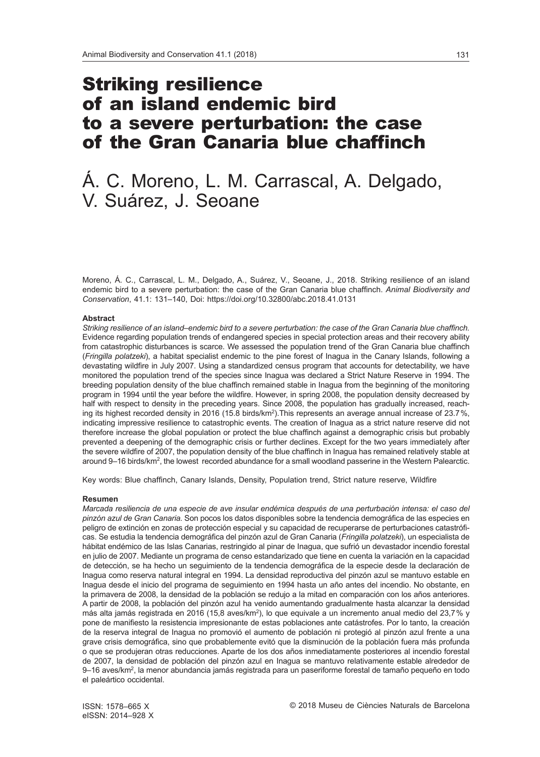# Striking resilience of an island endemic bird to a severe perturbation: the case of the Gran Canaria blue chaffinch

Á. C. Moreno, L. M. Carrascal, A. Delgado, V. Suárez, J. Seoane

Moreno, Á. C., Carrascal, L. M., Delgado, A., Suárez, V., Seoane, J., 2018. Striking resilience of an island endemic bird to a severe perturbation: the case of the Gran Canaria blue chaffinch. *Animal Biodiversity and Conservation*, 41.1: 131–140, Doi: https://doi.org/10.32800/abc.2018.41.0131

## Abstract

*Striking resilience of an island–endemic bird to a severe perturbation: the case of the Gran Canaria blue chaffinch.* Evidence regarding population trends of endangered species in special protection areas and their recovery ability from catastrophic disturbances is scarce. We assessed the population trend of the Gran Canaria blue chaffinch (*Fringilla polatzeki*), a habitat specialist endemic to the pine forest of Inagua in the Canary Islands, following a devastating wildfire in July 2007. Using a standardized census program that accounts for detectability, we have monitored the population trend of the species since Inagua was declared a Strict Nature Reserve in 1994. The breeding population density of the blue chaffinch remained stable in Inagua from the beginning of the monitoring program in 1994 until the year before the wildfire. However, in spring 2008, the population density decreased by half with respect to density in the preceding years. Since 2008, the population has gradually increased, reaching its highest recorded density in 2016 (15.8 birds/km$^2$).This represents an average annual increase of 23.7%, indicating impressive resilience to catastrophic events. The creation of Inagua as a strict nature reserve did not therefore increase the global population or protect the blue chaffinch against a demographic crisis but probably prevented a deepening of the demographic crisis or further declines. Except for the two years immediately after the severe wildfire of 2007, the population density of the blue chaffinch in Inagua has remained relatively stable at around 9–16 birds/km$^2$, the lowest recorded abundance for a small woodland passerine in the Western Palearctic.

Key words: Blue chaffinch, Canary Islands, Density, Population trend, Strict nature reserve, Wildfire

## Resumen

*Marcada resiliencia de una especie de ave insular endémica después de una perturbación intensa: el caso del pinzón azul de Gran Canaria.* Son pocos los datos disponibles sobre la tendencia demográfica de las especies en peligro de extinción en zonas de protección especial y su capacidad de recuperarse de perturbaciones catastróficas. Se estudia la tendencia demográfica del pinzón azul de Gran Canaria (*Fringilla polatzeki*), un especialista de hábitat endémico de las Islas Canarias, restringido al pinar de Inagua, que sufrió un devastador incendio forestal en julio de 2007. Mediante un programa de censo estandarizado que tiene en cuenta la variación en la capacidad de detección, se ha hecho un seguimiento de la tendencia demográfica de la especie desde la declaración de Inagua como reserva natural integral en 1994. La densidad reproductiva del pinzón azul se mantuvo estable en Inagua desde el inicio del programa de seguimiento en 1994 hasta un año antes del incendio. No obstante, en la primavera de 2008, la densidad de la población se redujo a la mitad en comparación con los años anteriores. A partir de 2008, la población del pinzón azul ha venido aumentando gradualmente hasta alcanzar la densidad más alta jamás registrada en 2016 (15,8 aves/km$^2$), lo que equivale a un incremento anual medio del 23,7% y pone de manifiesto la resistencia impresionante de estas poblaciones ante catástrofes. Por lo tanto, la creación de la reserva integral de Inagua no promovió el aumento de población ni protegió al pinzón azul frente a una grave crisis demográfica, sino que probablemente evitó que la disminución de la población fuera más profunda o que se produjeran otras reducciones. Aparte de los dos años inmediatamente posteriores al incendio forestal de 2007, la densidad de población del pinzón azul en Inagua se mantuvo relativamente estable alrededor de 9–16 aves/km$^2$, la menor abundancia jamás registrada para un paseriforme forestal de tamaño pequeño en todo el paleártico occidental.

ISSN: 1578–665 X
eISSN: 2014–928 X

© 2018 Museu de Ciències Naturals de Barcelona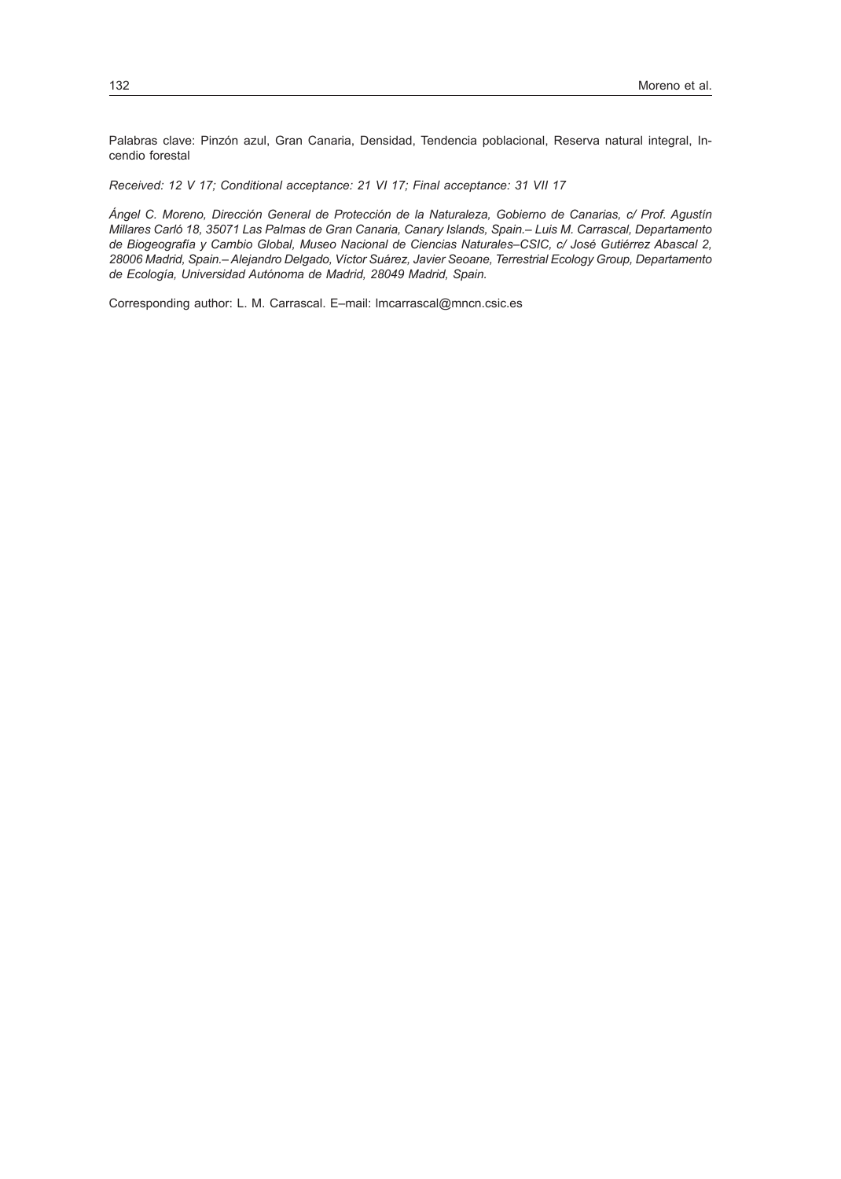Palabras clave: Pinzón azul, Gran Canaria, Densidad, Tendencia poblacional, Reserva natural integral, Incendio forestal

*Received: 12 V 17; Conditional acceptance: 21 VI 17; Final acceptance: 31 VII 17*

*Ángel C. Moreno, Dirección General de Protección de la Naturaleza, Gobierno de Canarias, c/ Prof. Agustín Millares Carló 18, 35071 Las Palmas de Gran Canaria, Canary Islands, Spain.– Luis M. Carrascal, Departamento de Biogeografía y Cambio Global, Museo Nacional de Ciencias Naturales–CSIC, c/ José Gutiérrez Abascal 2, 28006 Madrid, Spain.– Alejandro Delgado, Víctor Suárez, Javier Seoane, Terrestrial Ecology Group, Departamento de Ecología, Universidad Autónoma de Madrid, 28049 Madrid, Spain.*

Corresponding author: L. M. Carrascal. E–mail: lmcarrascal@mncn.csic.es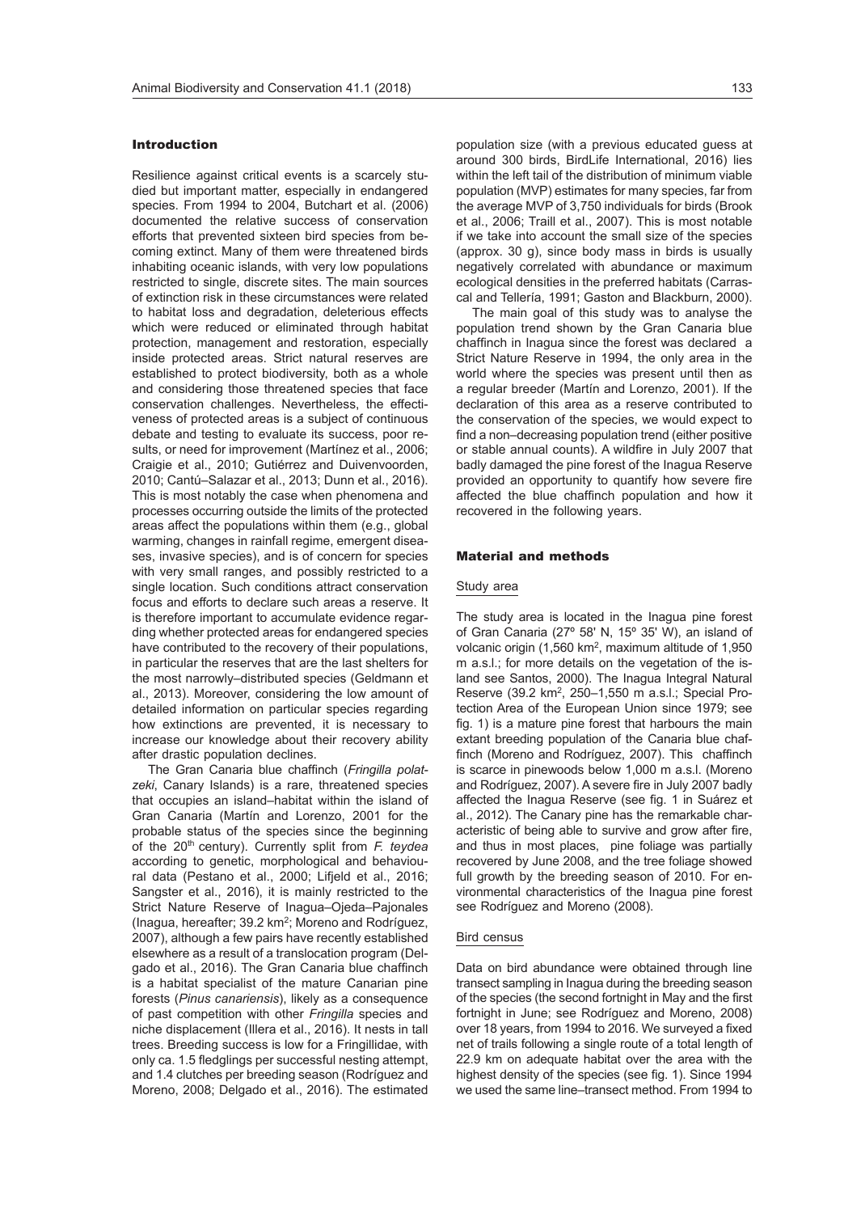## Introduction

Resilience against critical events is a scarcely studied but important matter, especially in endangered species. From 1994 to 2004, Butchart et al. (2006) documented the relative success of conservation efforts that prevented sixteen bird species from becoming extinct. Many of them were threatened birds inhabiting oceanic islands, with very low populations restricted to single, discrete sites. The main sources of extinction risk in these circumstances were related to habitat loss and degradation, deleterious effects which were reduced or eliminated through habitat protection, management and restoration, especially inside protected areas. Strict natural reserves are established to protect biodiversity, both as a whole and considering those threatened species that face conservation challenges. Nevertheless, the effectiveness of protected areas is a subject of continuous debate and testing to evaluate its success, poor results, or need for improvement (Martínez et al., 2006; Craigie et al., 2010; Gutiérrez and Duivenvoorden, 2010; Cantú–Salazar et al., 2013; Dunn et al., 2016). This is most notably the case when phenomena and processes occurring outside the limits of the protected areas affect the populations within them (e.g., global warming, changes in rainfall regime, emergent diseases, invasive species), and is of concern for species with very small ranges, and possibly restricted to a single location. Such conditions attract conservation focus and efforts to declare such areas a reserve. It is therefore important to accumulate evidence regarding whether protected areas for endangered species have contributed to the recovery of their populations, in particular the reserves that are the last shelters for the most narrowly–distributed species (Geldmann et al., 2013). Moreover, considering the low amount of detailed information on particular species regarding how extinctions are prevented, it is necessary to increase our knowledge about their recovery ability after drastic population declines.

The Gran Canaria blue chaffinch (*Fringilla polatzeki*, Canary Islands) is a rare, threatened species that occupies an island–habitat within the island of Gran Canaria (Martín and Lorenzo, 2001 for the probable status of the species since the beginning of the 20th century). Currently split from *F. teydea* according to genetic, morphological and behavioural data (Pestano et al., 2000; Lifjeld et al., 2016; Sangster et al., 2016), it is mainly restricted to the Strict Nature Reserve of Inagua–Ojeda–Pajonales (Inagua, hereafter; 39.2 km$^2$; Moreno and Rodríguez, 2007), although a few pairs have recently established elsewhere as a result of a translocation program (Delgado et al., 2016). The Gran Canaria blue chaffinch is a habitat specialist of the mature Canarian pine forests (*Pinus canariensis*), likely as a consequence of past competition with other *Fringilla* species and niche displacement (Illera et al., 2016). It nests in tall trees. Breeding success is low for a Fringillidae, with only ca. 1.5 fledglings per successful nesting attempt, and 1.4 clutches per breeding season (Rodríguez and Moreno, 2008; Delgado et al., 2016). The estimated population size (with a previous educated guess at around 300 birds, BirdLife International, 2016) lies within the left tail of the distribution of minimum viable population (MVP) estimates for many species, far from the average MVP of 3,750 individuals for birds (Brook et al., 2006; Traill et al., 2007). This is most notable if we take into account the small size of the species (approx. 30 g), since body mass in birds is usually negatively correlated with abundance or maximum ecological densities in the preferred habitats (Carrascal and Tellería, 1991; Gaston and Blackburn, 2000).

The main goal of this study was to analyse the population trend shown by the Gran Canaria blue chaffinch in Inagua since the forest was declared a Strict Nature Reserve in 1994, the only area in the world where the species was present until then as a regular breeder (Martín and Lorenzo, 2001). If the declaration of this area as a reserve contributed to the conservation of the species, we would expect to find a non–decreasing population trend (either positive or stable annual counts). A wildfire in July 2007 that badly damaged the pine forest of the Inagua Reserve provided an opportunity to quantify how severe fire affected the blue chaffinch population and how it recovered in the following years.

## Material and methods

### Study area

The study area is located in the Inagua pine forest of Gran Canaria (27º 58' N, 15º 35' W), an island of volcanic origin (1,560 km$^2$, maximum altitude of 1,950 m a.s.l.; for more details on the vegetation of the island see Santos, 2000). The Inagua Integral Natural Reserve (39.2 km$^2$, 250–1,550 m a.s.l.; Special Protection Area of the European Union since 1979; see fig. 1) is a mature pine forest that harbours the main extant breeding population of the Canaria blue chaffinch (Moreno and Rodríguez, 2007). This chaffinch is scarce in pinewoods below 1,000 m a.s.l. (Moreno and Rodríguez, 2007). A severe fire in July 2007 badly affected the Inagua Reserve (see fig. 1 in Suárez et al., 2012). The Canary pine has the remarkable characteristic of being able to survive and grow after fire, and thus in most places, pine foliage was partially recovered by June 2008, and the tree foliage showed full growth by the breeding season of 2010. For environmental characteristics of the Inagua pine forest see Rodríguez and Moreno (2008).

### Bird census

Data on bird abundance were obtained through line transect sampling in Inagua during the breeding season of the species (the second fortnight in May and the first fortnight in June; see Rodríguez and Moreno, 2008) over 18 years, from 1994 to 2016. We surveyed a fixed net of trails following a single route of a total length of 22.9 km on adequate habitat over the area with the highest density of the species (see fig. 1). Since 1994 we used the same line–transect method. From 1994 to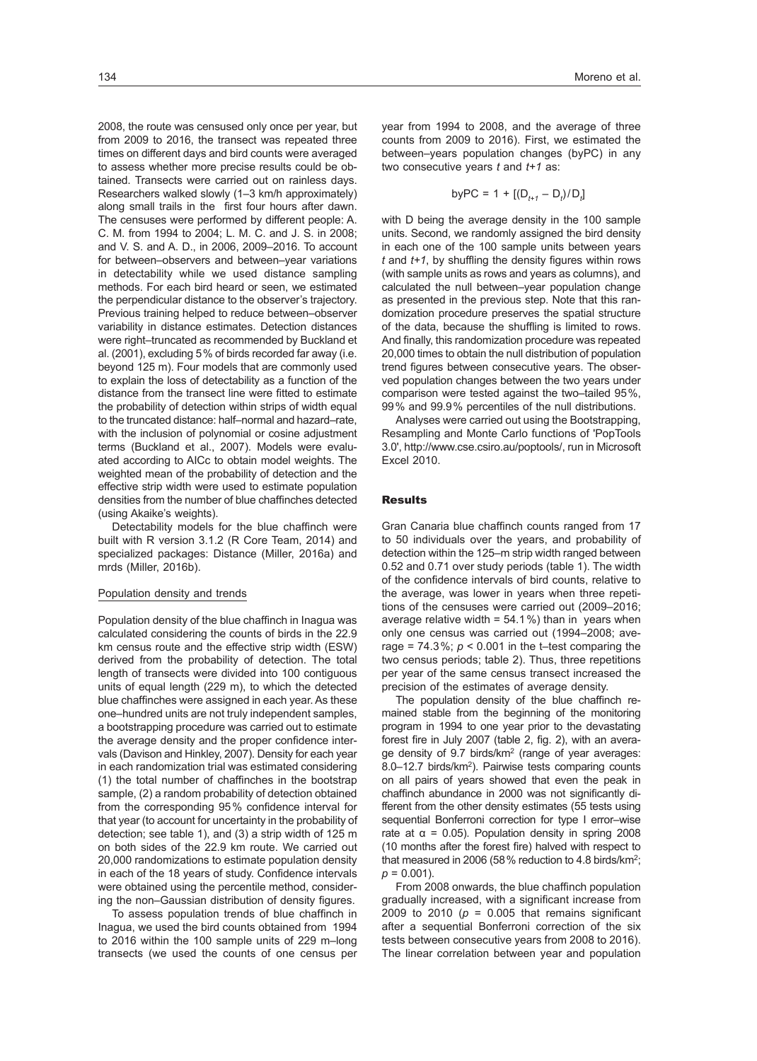2008, the route was censused only once per year, but from 2009 to 2016, the transect was repeated three times on different days and bird counts were averaged to assess whether more precise results could be obtained. Transects were carried out on rainless days. Researchers walked slowly (1–3 km/h approximately) along small trails in the first four hours after dawn. The censuses were performed by different people: A. C. M. from 1994 to 2004; L. M. C. and J. S. in 2008; and V. S. and A. D., in 2006, 2009–2016. To account for between–observers and between–year variations in detectability while we used distance sampling methods. For each bird heard or seen, we estimated the perpendicular distance to the observer's trajectory. Previous training helped to reduce between–observer variability in distance estimates. Detection distances were right–truncated as recommended by Buckland et al. (2001), excluding 5% of birds recorded far away (i.e. beyond 125 m). Four models that are commonly used to explain the loss of detectability as a function of the distance from the transect line were fitted to estimate the probability of detection within strips of width equal to the truncated distance: half–normal and hazard–rate, with the inclusion of polynomial or cosine adjustment terms (Buckland et al., 2007). Models were evaluated according to AICc to obtain model weights. The weighted mean of the probability of detection and the effective strip width were used to estimate population densities from the number of blue chaffinches detected (using Akaike's weights).

Detectability models for the blue chaffinch were built with R version 3.1.2 (R Core Team, 2014) and specialized packages: Distance (Miller, 2016a) and mrds (Miller, 2016b).

### Population density and trends

Population density of the blue chaffinch in Inagua was calculated considering the counts of birds in the 22.9 km census route and the effective strip width (ESW) derived from the probability of detection. The total length of transects were divided into 100 contiguous units of equal length (229 m), to which the detected blue chaffinches were assigned in each year. As these one–hundred units are not truly independent samples, a bootstrapping procedure was carried out to estimate the average density and the proper confidence intervals (Davison and Hinkley, 2007). Density for each year in each randomization trial was estimated considering (1) the total number of chaffinches in the bootstrap sample, (2) a random probability of detection obtained from the corresponding 95% confidence interval for that year (to account for uncertainty in the probability of detection; see table 1), and (3) a strip width of 125 m on both sides of the 22.9 km route. We carried out 20,000 randomizations to estimate population density in each of the 18 years of study. Confidence intervals were obtained using the percentile method, considering the non–Gaussian distribution of density figures.

To assess population trends of blue chaffinch in Inagua, we used the bird counts obtained from 1994 to 2016 within the 100 sample units of 229 m–long transects (we used the counts of one census per year from 1994 to 2008, and the average of three counts from 2009 to 2016). First, we estimated the between–years population changes (byPC) in any two consecutive years $t$ and $t+1$ as:

$$\text{byPC} = 1 + [(D_{t+1} - D_t)/D_t]$$

with D being the average density in the 100 sample units. Second, we randomly assigned the bird density in each one of the 100 sample units between years $t$ and $t+1$, by shuffling the density figures within rows (with sample units as rows and years as columns), and calculated the null between–year population change as presented in the previous step. Note that this randomization procedure preserves the spatial structure of the data, because the shuffling is limited to rows. And finally, this randomization procedure was repeated 20,000 times to obtain the null distribution of population trend figures between consecutive years. The observed population changes between the two years under comparison were tested against the two–tailed 95%, 99% and 99.9% percentiles of the null distributions.

Analyses were carried out using the Bootstrapping, Resampling and Monte Carlo functions of 'PopTools 3.0', http://www.cse.csiro.au/poptools/, run in Microsoft Excel 2010.

## Results

Gran Canaria blue chaffinch counts ranged from 17 to 50 individuals over the years, and probability of detection within the 125–m strip width ranged between 0.52 and 0.71 over study periods (table 1). The width of the confidence intervals of bird counts, relative to the average, was lower in years when three repetitions of the censuses were carried out (2009–2016; average relative width = 54.1%) than in years when only one census was carried out (1994–2008; average = 74.3%; $p < 0.001$ in the t–test comparing the two census periods; table 2). Thus, three repetitions per year of the same census transect increased the precision of the estimates of average density.

The population density of the blue chaffinch remained stable from the beginning of the monitoring program in 1994 to one year prior to the devastating forest fire in July 2007 (table 2, fig. 2), with an average density of 9.7 birds/km$^2$ (range of year averages: 8.0–12.7 birds/km$^2$). Pairwise tests comparing counts on all pairs of years showed that even the peak in chaffinch abundance in 2000 was not significantly different from the other density estimates (55 tests using sequential Bonferroni correction for type I error–wise rate at $\alpha = 0.05$). Population density in spring 2008 (10 months after the forest fire) halved with respect to that measured in 2006 (58% reduction to 4.8 birds/km$^2$; $p = 0.001$).

From 2008 onwards, the blue chaffinch population gradually increased, with a significant increase from 2009 to 2010 ($p = 0.005$ that remains significant after a sequential Bonferroni correction of the six tests between consecutive years from 2008 to 2016). The linear correlation between year and population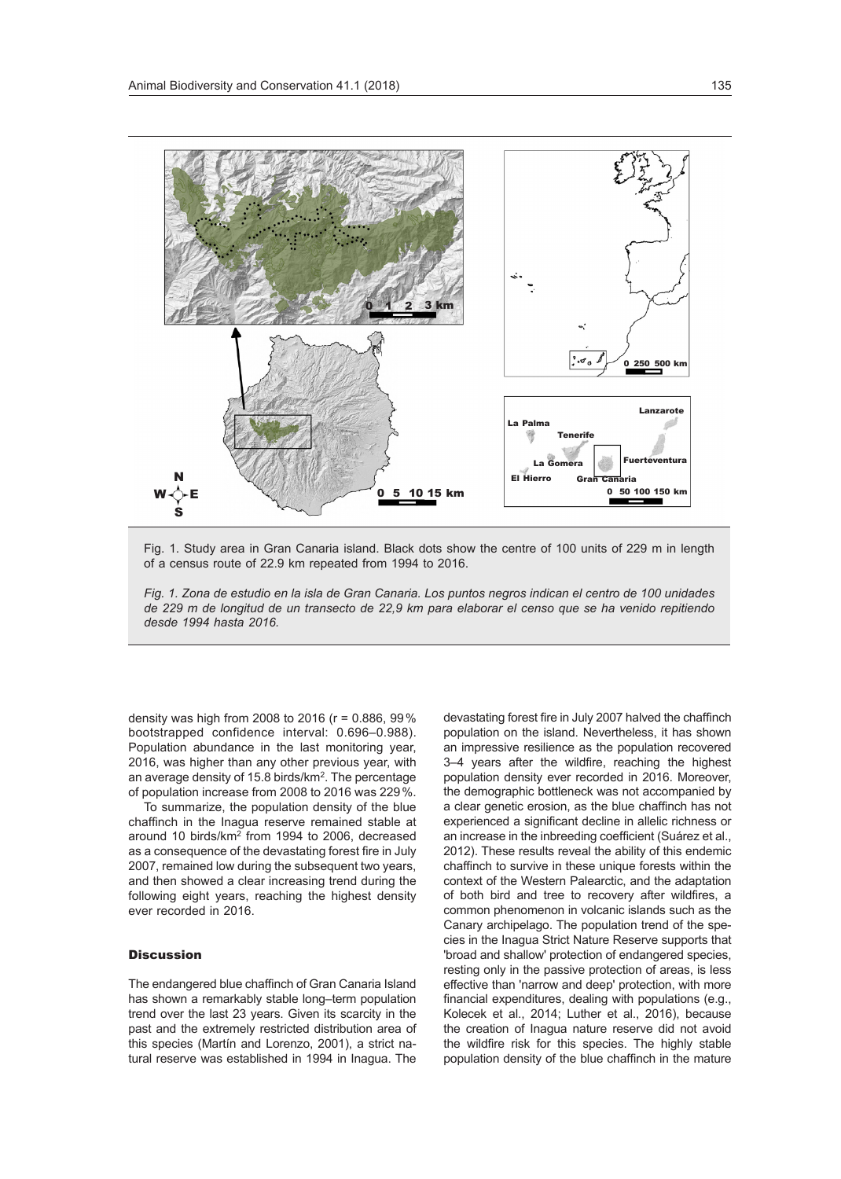Fig. 1. Study area in Gran Canaria island. Black dots show the centre of 100 units of 229 m in length of a census route of 22.9 km repeated from 1994 to 2016.

*Fig. 1. Zona de estudio en la isla de Gran Canaria. Los puntos negros indican el centro de 100 unidades de 229 m de longitud de un transecto de 22,9 km para elaborar el censo que se ha venido repitiendo desde 1994 hasta 2016.*

density was high from 2008 to 2016 (r = 0.886, 99% bootstrapped confidence interval: 0.696–0.988). Population abundance in the last monitoring year, 2016, was higher than any other previous year, with an average density of 15.8 birds/km$^2$. The percentage of population increase from 2008 to 2016 was 229%.

To summarize, the population density of the blue chaffinch in the Inagua reserve remained stable at around 10 birds/km$^2$ from 1994 to 2006, decreased as a consequence of the devastating forest fire in July 2007, remained low during the subsequent two years, and then showed a clear increasing trend during the following eight years, reaching the highest density ever recorded in 2016.

## Discussion

The endangered blue chaffinch of Gran Canaria Island has shown a remarkably stable long–term population trend over the last 23 years. Given its scarcity in the past and the extremely restricted distribution area of this species (Martín and Lorenzo, 2001), a strict natural reserve was established in 1994 in Inagua. The devastating forest fire in July 2007 halved the chaffinch population on the island. Nevertheless, it has shown an impressive resilience as the population recovered 3–4 years after the wildfire, reaching the highest population density ever recorded in 2016. Moreover, the demographic bottleneck was not accompanied by a clear genetic erosion, as the blue chaffinch has not experienced a significant decline in allelic richness or an increase in the inbreeding coefficient (Suárez et al., 2012). These results reveal the ability of this endemic chaffinch to survive in these unique forests within the context of the Western Palearctic, and the adaptation of both bird and tree to recovery after wildfires, a common phenomenon in volcanic islands such as the Canary archipelago. The population trend of the species in the Inagua Strict Nature Reserve supports that 'broad and shallow' protection of endangered species, resting only in the passive protection of areas, is less effective than 'narrow and deep' protection, with more financial expenditures, dealing with populations (e.g., Kolecek et al., 2014; Luther et al., 2016), because the creation of Inagua nature reserve did not avoid the wildfire risk for this species. The highly stable population density of the blue chaffinch in the mature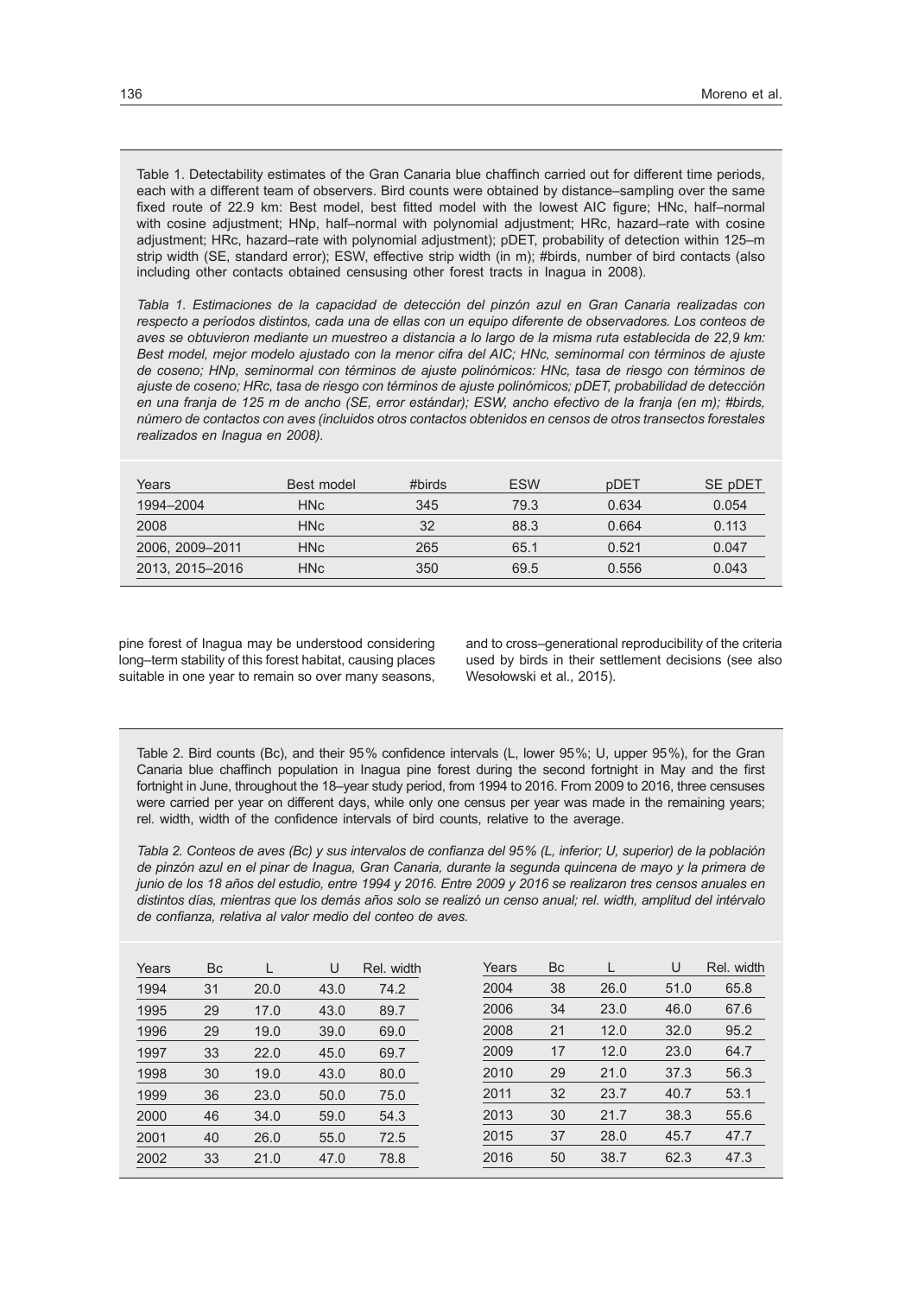Table 1. Detectability estimates of the Gran Canaria blue chaffinch carried out for different time periods, each with a different team of observers. Bird counts were obtained by distance–sampling over the same fixed route of 22.9 km: Best model, best fitted model with the lowest AIC figure; HNc, half–normal with cosine adjustment; HNp, half–normal with polynomial adjustment; HRc, hazard–rate with cosine adjustment; HRc, hazard–rate with polynomial adjustment); pDET, probability of detection within 125–m strip width (SE, standard error); ESW, effective strip width (in m); #birds, number of bird contacts (also including other contacts obtained censusing other forest tracts in Inagua in 2008).

*Tabla 1. Estimaciones de la capacidad de detección del pinzón azul en Gran Canaria realizadas con respecto a períodos distintos, cada una de ellas con un equipo diferente de observadores. Los conteos de aves se obtuvieron mediante un muestreo a distancia a lo largo de la misma ruta establecida de 22,9 km: Best model, mejor modelo ajustado con la menor cifra del AIC; HNc, seminormal con términos de ajuste de coseno; HNp, seminormal con términos de ajuste polinómicos: HNc, tasa de riesgo con términos de ajuste de coseno; HRc, tasa de riesgo con términos de ajuste polinómicos; pDET, probabilidad de detección en una franja de 125 m de ancho (SE, error estándar); ESW, ancho efectivo de la franja (en m); #birds, número de contactos con aves (incluidos otros contactos obtenidos en censos de otros transectos forestales realizados en Inagua en 2008).*

| Years | Best model | #birds | ESW | pDET | SE pDET |
|---|---|---|---|---|---|
| 1994–2004 | HNc | 345 | 79.3 | 0.634 | 0.054 |
| 2008 | HNc | 32 | 88.3 | 0.664 | 0.113 |
| 2006, 2009–2011 | HNc | 265 | 65.1 | 0.521 | 0.047 |
| 2013, 2015–2016 | HNc | 350 | 69.5 | 0.556 | 0.043 |

pine forest of Inagua may be understood considering long–term stability of this forest habitat, causing places suitable in one year to remain so over many seasons, and to cross–generational reproducibility of the criteria used by birds in their settlement decisions (see also Wesołowski et al., 2015).

Table 2. Bird counts (Bc), and their 95% confidence intervals (L, lower 95%; U, upper 95%), for the Gran Canaria blue chaffinch population in Inagua pine forest during the second fortnight in May and the first fortnight in June, throughout the 18–year study period, from 1994 to 2016. From 2009 to 2016, three censuses were carried per year on different days, while only one census per year was made in the remaining years; rel. width, width of the confidence intervals of bird counts, relative to the average.

*Tabla 2. Conteos de aves (Bc) y sus intervalos de confianza del 95% (L, inferior; U, superior) de la población de pinzón azul en el pinar de Inagua, Gran Canaria, durante la segunda quincena de mayo y la primera de junio de los 18 años del estudio, entre 1994 y 2016. Entre 2009 y 2016 se realizaron tres censos anuales en distintos días, mientras que los demás años solo se realizó un censo anual; rel. width, amplitud del intérvalo de confianza, relativa al valor medio del conteo de aves.*

| Years | Bc | L | U | Rel. width | Years | Bc | L | U | Rel. width |
|---|---|---|---|---|---|---|---|---|---|
| 1994 | 31 | 20.0 | 43.0 | 74.2 | 2004 | 38 | 26.0 | 51.0 | 65.8 |
| 1995 | 29 | 17.0 | 43.0 | 89.7 | 2006 | 34 | 23.0 | 46.0 | 67.6 |
| 1996 | 29 | 19.0 | 39.0 | 69.0 | 2008 | 21 | 12.0 | 32.0 | 95.2 |
| 1997 | 33 | 22.0 | 45.0 | 69.7 | 2009 | 17 | 12.0 | 23.0 | 64.7 |
| 1998 | 30 | 19.0 | 43.0 | 80.0 | 2010 | 29 | 21.0 | 37.3 | 56.3 |
| 1999 | 36 | 23.0 | 50.0 | 75.0 | 2011 | 32 | 23.7 | 40.7 | 53.1 |
| 2000 | 46 | 34.0 | 59.0 | 54.3 | 2013 | 30 | 21.7 | 38.3 | 55.6 |
| 2001 | 40 | 26.0 | 55.0 | 72.5 | 2015 | 37 | 28.0 | 45.7 | 47.7 |
| 2002 | 33 | 21.0 | 47.0 | 78.8 | 2016 | 50 | 38.7 | 62.3 | 47.3 |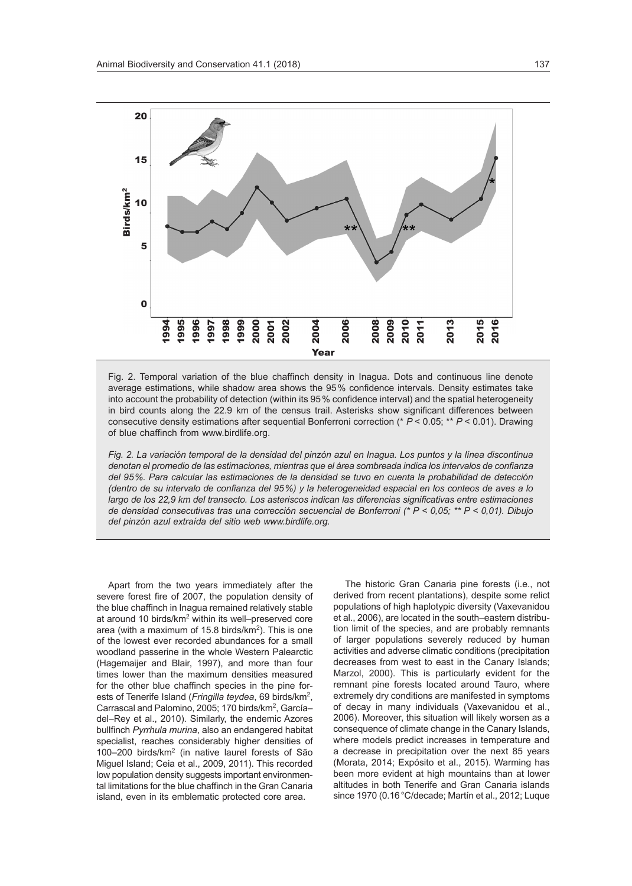Fig. 2. Temporal variation of the blue chaffinch density in Inagua. Dots and continuous line denote average estimations, while shadow area shows the 95% confidence intervals. Density estimates take into account the probability of detection (within its 95% confidence interval) and the spatial heterogeneity in bird counts along the 22.9 km of the census trail. Asterisks show significant differences between consecutive density estimations after sequential Bonferroni correction (* $P < 0.05$; ** $P < 0.01$). Drawing of blue chaffinch from www.birdlife.org.

*Fig. 2. La variación temporal de la densidad del pinzón azul en Inagua. Los puntos y la línea discontinua denotan el promedio de las estimaciones, mientras que el área sombreada indica los intervalos de confianza del 95%. Para calcular las estimaciones de la densidad se tuvo en cuenta la probabilidad de detección (dentro de su intervalo de confianza del 95%) y la heterogeneidad espacial en los conteos de aves a lo largo de los 22,9 km del transecto. Los asteriscos indican las diferencias significativas entre estimaciones de densidad consecutivas tras una corrección secuencial de Bonferroni (* P < 0,05; ** P < 0,01). Dibujo del pinzón azul extraído del sitio web www.birdlife.org.*

Apart from the two years immediately after the severe forest fire of 2007, the population density of the blue chaffinch in Inagua remained relatively stable at around 10 birds/km$^2$ within its well–preserved core area (with a maximum of 15.8 birds/km$^2$). This is one of the lowest ever recorded abundances for a small woodland passerine in the whole Western Palearctic (Hagemaijer and Blair, 1997), and more than four times lower than the maximum densities measured for the other blue chaffinch species in the pine forests of Tenerife Island (*Fringilla teydea*, 69 birds/km$^2$, Carrascal and Palomino, 2005; 170 birds/km$^2$, García–del–Rey et al., 2010). Similarly, the endemic Azores bullfinch *Pyrrhula murina*, also an endangered habitat specialist, reaches considerably higher densities of 100–200 birds/km$^2$ (in native laurel forests of São Miguel Island; Ceia et al., 2009, 2011). This recorded low population density suggests important environmental limitations for the blue chaffinch in the Gran Canaria island, even in its emblematic protected core area.

The historic Gran Canaria pine forests (i.e., not derived from recent plantations), despite some relict populations of high haplotypic diversity (Vaxevanidou et al., 2006), are located in the south–eastern distribution limit of the species, and are probably remnants of larger populations severely reduced by human activities and adverse climatic conditions (precipitation decreases from west to east in the Canary Islands; Marzol, 2000). This is particularly evident for the remnant pine forests located around Tauro, where extremely dry conditions are manifested in symptoms of decay in many individuals (Vaxevanidou et al., 2006). Moreover, this situation will likely worsen as a consequence of climate change in the Canary Islands, where models predict increases in temperature and a decrease in precipitation over the next 85 years (Morata, 2014; Expósito et al., 2015). Warming has been more evident at high mountains than at lower altitudes in both Tenerife and Gran Canaria islands since 1970 (0.16 °C/decade; Martín et al., 2012; Luque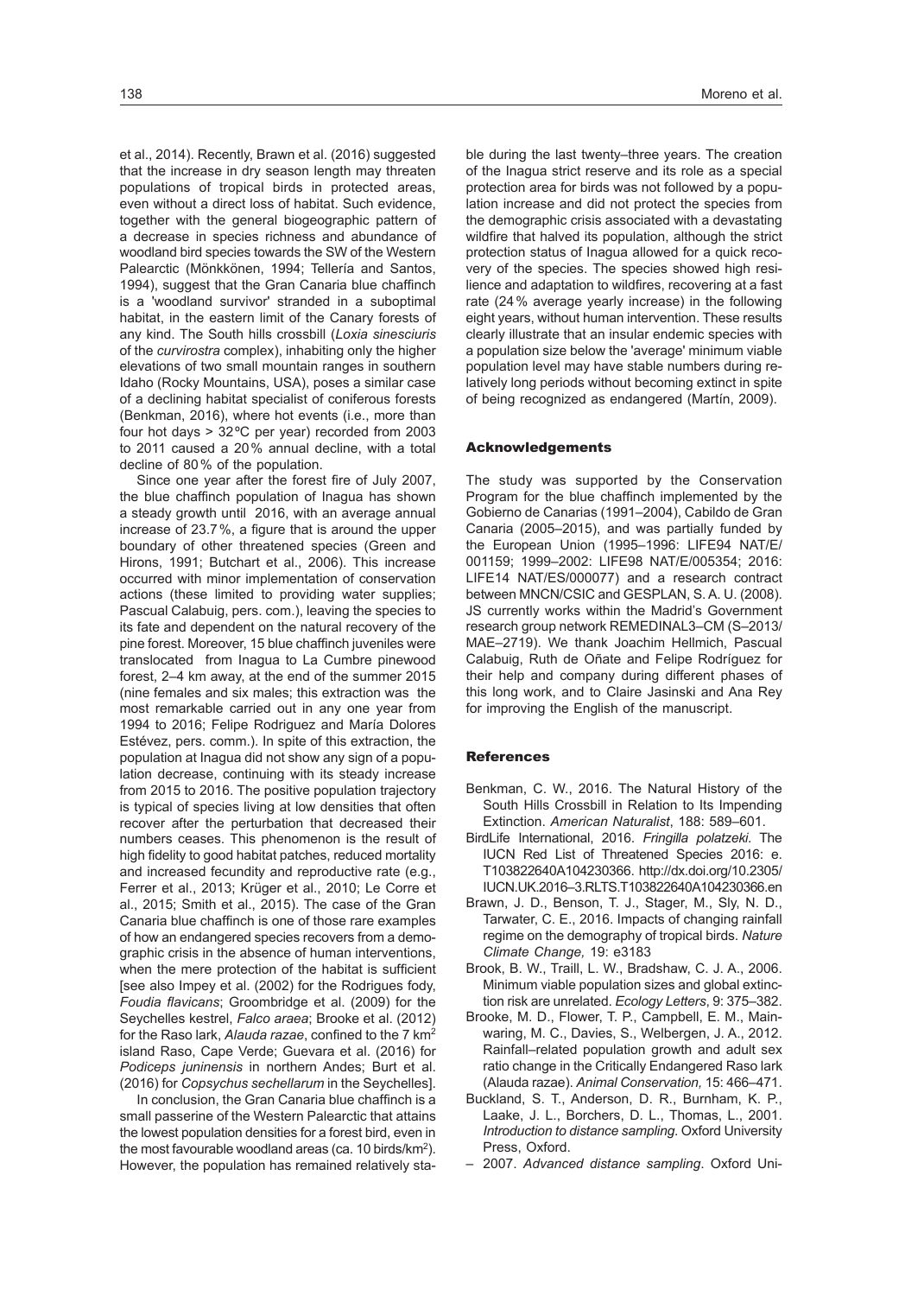et al., 2014). Recently, Brawn et al. (2016) suggested that the increase in dry season length may threaten populations of tropical birds in protected areas, even without a direct loss of habitat. Such evidence, together with the general biogeographic pattern of a decrease in species richness and abundance of woodland bird species towards the SW of the Western Palearctic (Mönkkönen, 1994; Tellería and Santos, 1994), suggest that the Gran Canaria blue chaffinch is a 'woodland survivor' stranded in a suboptimal habitat, in the eastern limit of the Canary forests of any kind. The South hills crossbill (*Loxia sinesciuris* of the *curvirostra* complex), inhabiting only the higher elevations of two small mountain ranges in southern Idaho (Rocky Mountains, USA), poses a similar case of a declining habitat specialist of coniferous forests (Benkman, 2016), where hot events (i.e., more than four hot days > 32°C per year) recorded from 2003 to 2011 caused a 20 % annual decline, with a total decline of 80 % of the population.

Since one year after the forest fire of July 2007, the blue chaffinch population of Inagua has shown a steady growth until 2016, with an average annual increase of 23.7 %, a figure that is around the upper boundary of other threatened species (Green and Hirons, 1991; Butchart et al., 2006). This increase occurred with minor implementation of conservation actions (these limited to providing water supplies; Pascual Calabuig, pers. com.), leaving the species to its fate and dependent on the natural recovery of the pine forest. Moreover, 15 blue chaffinch juveniles were translocated from Inagua to La Cumbre pinewood forest, 2–4 km away, at the end of the summer 2015 (nine females and six males; this extraction was the most remarkable carried out in any one year from 1994 to 2016; Felipe Rodriguez and María Dolores Estévez, pers. comm.). In spite of this extraction, the population at Inagua did not show any sign of a population decrease, continuing with its steady increase from 2015 to 2016. The positive population trajectory is typical of species living at low densities that often recover after the perturbation that decreased their numbers ceases. This phenomenon is the result of high fidelity to good habitat patches, reduced mortality and increased fecundity and reproductive rate (e.g., Ferrer et al., 2013; Krüger et al., 2010; Le Corre et al., 2015; Smith et al., 2015). The case of the Gran Canaria blue chaffinch is one of those rare examples of how an endangered species recovers from a demographic crisis in the absence of human interventions, when the mere protection of the habitat is sufficient [see also Impey et al. (2002) for the Rodrigues fody, *Foudia flavicans*; Groombridge et al. (2009) for the Seychelles kestrel, *Falco araea*; Brooke et al. (2012) for the Raso lark, *Alauda razae*, confined to the 7 km$^2$ island Raso, Cape Verde; Guevara et al. (2016) for *Podiceps juninensis* in northern Andes; Burt et al. (2016) for *Copsychus sechellarum* in the Seychelles].

In conclusion, the Gran Canaria blue chaffinch is a small passerine of the Western Palearctic that attains the lowest population densities for a forest bird, even in the most favourable woodland areas (ca. 10 birds/km$^2$). However, the population has remained relatively stable during the last twenty–three years. The creation of the Inagua strict reserve and its role as a special protection area for birds was not followed by a population increase and did not protect the species from the demographic crisis associated with a devastating wildfire that halved its population, although the strict protection status of Inagua allowed for a quick recovery of the species. The species showed high resilience and adaptation to wildfires, recovering at a fast rate (24 % average yearly increase) in the following eight years, without human intervention. These results clearly illustrate that an insular endemic species with a population size below the 'average' minimum viable population level may have stable numbers during relatively long periods without becoming extinct in spite of being recognized as endangered (Martín, 2009).

## Acknowledgements

The study was supported by the Conservation Program for the blue chaffinch implemented by the Gobierno de Canarias (1991–2004), Cabildo de Gran Canaria (2005–2015), and was partially funded by the European Union (1995–1996: LIFE94 NAT/E/001159; 1999–2002: LIFE98 NAT/E/005354; 2016: LIFE14 NAT/ES/000077) and a research contract between MNCN/CSIC and GESPLAN, S. A. U. (2008). JS currently works within the Madrid's Government research group network REMEDINAL3–CM (S–2013/MAE–2719). We thank Joachim Hellmich, Pascual Calabuig, Ruth de Oñate and Felipe Rodríguez for their help and company during different phases of this long work, and to Claire Jasinski and Ana Rey for improving the English of the manuscript.

## References

- Benkman, C. W., 2016. The Natural History of the South Hills Crossbill in Relation to Its Impending Extinction. *American Naturalist*, 188: 589–601.
- BirdLife International, 2016. *Fringilla polatzeki*. The IUCN Red List of Threatened Species 2016: e. T103822640A104230366. http://dx.doi.org/10.2305/IUCN.UK.2016–3.RLTS.T103822640A104230366.en
- Brawn, J. D., Benson, T. J., Stager, M., Sly, N. D., Tarwater, C. E., 2016. Impacts of changing rainfall regime on the demography of tropical birds. *Nature Climate Change,* 19: e3183
- Brook, B. W., Traill, L. W., Bradshaw, C. J. A., 2006. Minimum viable population sizes and global extinction risk are unrelated. *Ecology Letters*, 9: 375–382.
- Brooke, M. D., Flower, T. P., Campbell, E. M., Mainwaring, M. C., Davies, S., Welbergen, J. A., 2012. Rainfall–related population growth and adult sex ratio change in the Critically Endangered Raso lark (Alauda razae). *Animal Conservation,* 15: 466–471.
- Buckland, S. T., Anderson, D. R., Burnham, K. P., Laake, J. L., Borchers, D. L., Thomas, L., 2001. *Introduction to distance sampling*. Oxford University Press, Oxford.
- – 2007. *Advanced distance sampling*. Oxford Uni-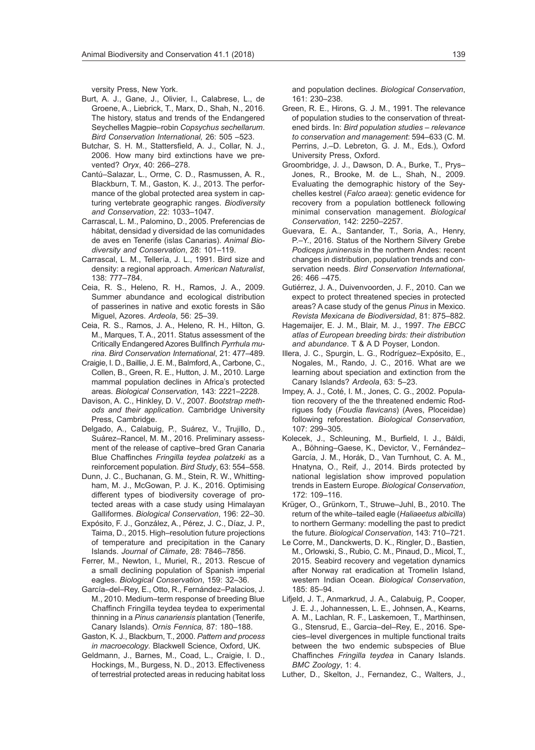versity Press, New York.

Burt, A. J., Gane, J., Olivier, I., Calabrese, L., de Groene, A., Liebrick, T., Marx, D., Shah, N., 2016. The history, status and trends of the Endangered Seychelles Magpie–robin *Copsychus sechellarum*. *Bird Conservation International,* 26: 505 –523.

Butchar, S. H. M., Stattersfield, A. J., Collar, N. J., 2006. How many bird extinctions have we prevented? *Oryx*, 40: 266–278.

Cantú–Salazar, L., Orme, C. D., Rasmussen, A. R., Blackburn, T. M., Gaston, K. J., 2013. The performance of the global protected area system in capturing vertebrate geographic ranges. *Biodiversity and Conservation*, 22: 1033–1047.

Carrascal, L. M., Palomino, D., 2005. Preferencias de hábitat, densidad y diversidad de las comunidades de aves en Tenerife (islas Canarias). *Animal Biodiversity and Conservation*, 28: 101–119.

Carrascal, L. M., Tellería, J. L., 1991. Bird size and density: a regional approach. *American Naturalist*, 138: 777–784.

Ceia, R. S., Heleno, R. H., Ramos, J. A., 2009. Summer abundance and ecological distribution of passerines in native and exotic forests in São Miguel, Azores. *Ardeola*, 56: 25–39.

Ceia, R. S., Ramos, J. A., Heleno, R. H., Hilton, G. M., Marques, T. A., 2011. Status assessment of the Critically Endangered Azores Bullfinch *Pyrrhula murina*. *Bird Conservation International*, 21: 477–489.

Craigie, I. D., Baillie, J. E. M., Balmford, A., Carbone, C., Collen, B., Green, R. E., Hutton, J. M., 2010. Large mammal population declines in Africa's protected areas. *Biological Conservation*, 143: 2221–2228.

Davison, A. C., Hinkley, D. V., 2007. *Bootstrap methods and their application*. Cambridge University Press, Cambridge.

Delgado, A., Calabuig, P., Suárez, V., Trujillo, D., Suárez–Rancel, M. M., 2016. Preliminary assessment of the release of captive–bred Gran Canaria Blue Chaffinches *Fringilla teydea polatzeki* as a reinforcement population. *Bird Study*, 63: 554–558.

Dunn, J. C., Buchanan, G. M., Stein, R. W., Whittingham, M. J., McGowan, P. J. K., 2016. Optimising different types of biodiversity coverage of protected areas with a case study using Himalayan Galliformes. *Biological Conservation*, 196: 22–30.

Expósito, F. J., González, A., Pérez, J. C., Díaz, J. P., Taima, D., 2015. High–resolution future projections of temperature and precipitation in the Canary Islands. *Journal of Climate*, 28: 7846–7856.

Ferrer, M., Newton, I., Muriel, R., 2013. Rescue of a small declining population of Spanish imperial eagles. *Biological Conservation*, 159: 32–36.

García–del–Rey, E., Otto, R., Fernández–Palacios, J. M., 2010. Medium–term response of breeding Blue Chaffinch Fringilla teydea teydea to experimental thinning in a *Pinus canariensis* plantation (Tenerife, Canary Islands). *Ornis Fennica,* 87: 180–188.

Gaston, K. J., Blackburn, T., 2000. *Pattern and process in macroecology*. Blackwell Science, Oxford, UK.

Geldmann, J., Barnes, M., Coad, L., Craigie, I. D., Hockings, M., Burgess, N. D., 2013. Effectiveness of terrestrial protected areas in reducing habitat loss and population declines. *Biological Conservation*, 161: 230–238.

Green, R. E., Hirons, G. J. M., 1991. The relevance of population studies to the conservation of threatened birds. In: *Bird population studies – relevance to conservation and management*: 594–633 (C. M. Perrins, J.–D. Lebreton, G. J. M., Eds.), Oxford University Press, Oxford.

Groombridge, J. J., Dawson, D. A., Burke, T., Prys–Jones, R., Brooke, M. de L., Shah, N., 2009. Evaluating the demographic history of the Seychelles kestrel (*Falco araea*): genetic evidence for recovery from a population bottleneck following minimal conservation management. *Biological Conservation*, 142: 2250–2257.

Guevara, E. A., Santander, T., Soria, A., Henry, P.–Y., 2016. Status of the Northern Silvery Grebe *Podiceps juninensis* in the northern Andes: recent changes in distribution, population trends and conservation needs. *Bird Conservation International*, 26: 466 –475.

Gutiérrez, J. A., Duivenvoorden, J. F., 2010. Can we expect to protect threatened species in protected areas? A case study of the genus *Pinus* in Mexico. *Revista Mexicana de Biodiversidad*, 81: 875–882.

Hagemaijer, E. J. M., Blair, M. J., 1997. *The EBCC atlas of European breeding birds: their distribution and abundance*. T & A D Poyser, London.

Illera, J. C., Spurgin, L. G., Rodríguez–Expósito, E., Nogales, M., Rando, J. C., 2016. What are we learning about speciation and extinction from the Canary Islands? *Ardeola*, 63: 5–23.

Impey, A. J., Coté, I. M., Jones, C. G., 2002. Population recovery of the the threatened endemic Rodrigues fody (*Foudia flavicans*) (Aves, Ploceidae) following reforestation. *Biological Conservation,* 107: 299–305.

Kolecek, J., Schleuning, M., Burfield, I. J., Báldi, A., Böhning–Gaese, K., Devictor, V., Fernández–García, J. M., Horák, D., Van Turnhout, C. A. M., Hnatyna, O., Reif, J., 2014. Birds protected by national legislation show improved population trends in Eastern Europe. *Biological Conservation*, 172: 109–116.

Krüger, O., Grünkorn, T., Struwe–Juhl, B., 2010. The return of the white–tailed eagle (*Haliaeetus albicilla*) to northern Germany: modelling the past to predict the future. *Biological Conservation*, 143: 710–721.

Le Corre, M., Danckwerts, D. K., Ringler, D., Bastien, M., Orlowski, S., Rubio, C. M., Pinaud, D., Micol, T., 2015. Seabird recovery and vegetation dynamics after Norway rat eradication at Tromelin Island, western Indian Ocean. *Biological Conservation*, 185: 85–94.

Lifjeld, J. T., Anmarkrud, J. A., Calabuig, P., Cooper, J. E. J., Johannessen, L. E., Johnsen, A., Kearns, A. M., Lachlan, R. F., Laskemoen, T., Marthinsen, G., Stensrud, E., Garcia–del–Rey, E., 2016. Species–level divergences in multiple functional traits between the two endemic subspecies of Blue Chaffinches *Fringilla teydea* in Canary Islands. *BMC Zoology*, 1: 4.

Luther, D., Skelton, J., Fernandez, C., Walters, J.,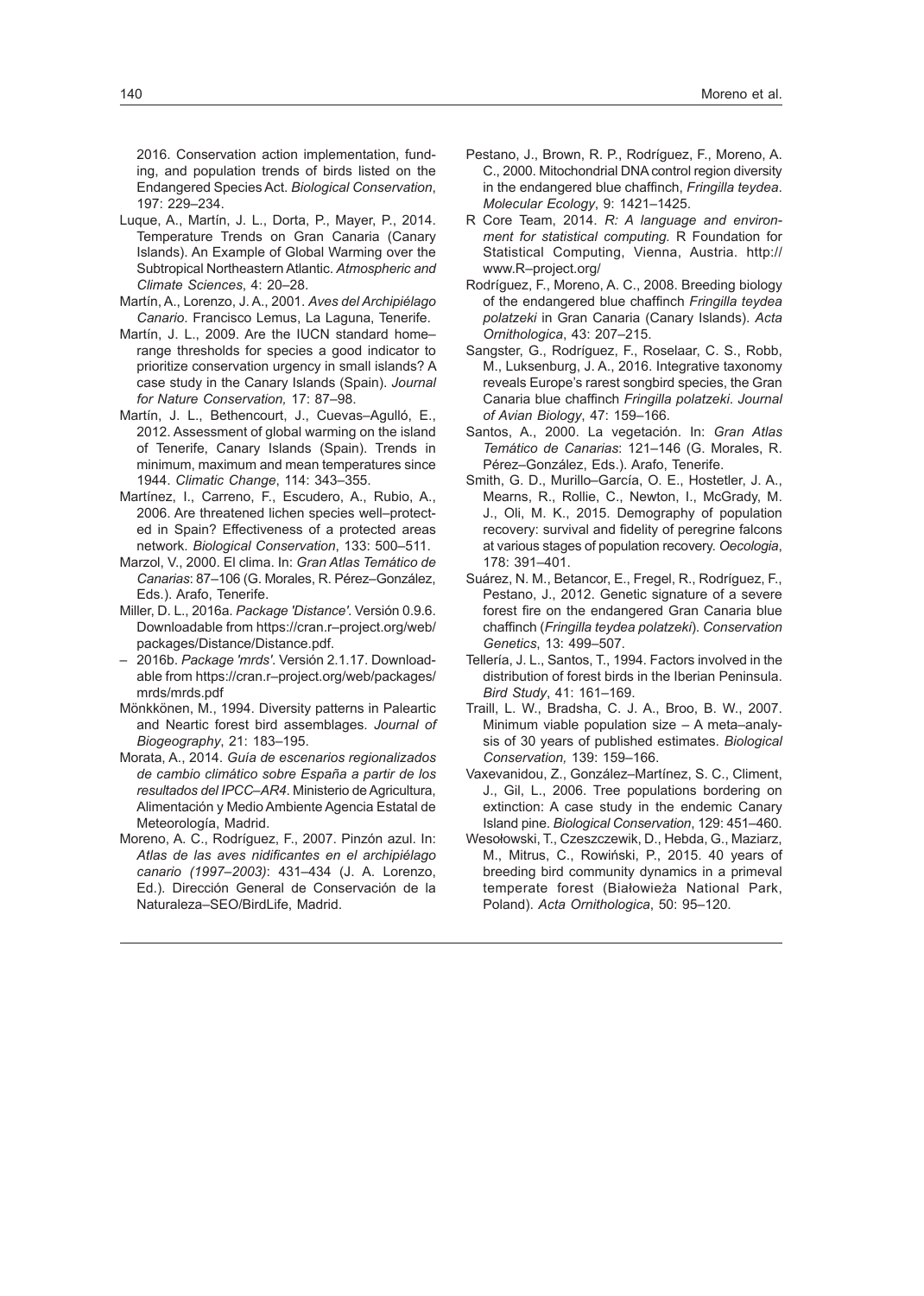2016. Conservation action implementation, funding, and population trends of birds listed on the Endangered Species Act. *Biological Conservation*, 197: 229–234.

Luque, A., Martín, J. L., Dorta, P., Mayer, P., 2014. Temperature Trends on Gran Canaria (Canary Islands). An Example of Global Warming over the Subtropical Northeastern Atlantic. *Atmospheric and Climate Sciences*, 4: 20–28.

Martín, A., Lorenzo, J. A., 2001. *Aves del Archipiélago Canario*. Francisco Lemus, La Laguna, Tenerife.

Martín, J. L., 2009. Are the IUCN standard home–range thresholds for species a good indicator to prioritize conservation urgency in small islands? A case study in the Canary Islands (Spain). *Journal for Nature Conservation,* 17: 87–98.

Martín, J. L., Bethencourt, J., Cuevas–Agulló, E., 2012. Assessment of global warming on the island of Tenerife, Canary Islands (Spain). Trends in minimum, maximum and mean temperatures since 1944. *Climatic Change*, 114: 343–355.

Martínez, I., Carreno, F., Escudero, A., Rubio, A., 2006. Are threatened lichen species well–protected in Spain? Effectiveness of a protected areas network. *Biological Conservation*, 133: 500–511.

Marzol, V., 2000. El clima. In: *Gran Atlas Temático de Canarias*: 87–106 (G. Morales, R. Pérez–González, Eds.). Arafo, Tenerife.

Miller, D. L., 2016a. *Package 'Distance'*. Versión 0.9.6. Downloadable from https://cran.r–project.org/web/packages/Distance/Distance.pdf.

– 2016b. *Package 'mrds'*. Versión 2.1.17. Downloadable from https://cran.r–project.org/web/packages/mrds/mrds.pdf

Mönkkönen, M., 1994. Diversity patterns in Paleartic and Neartic forest bird assemblages. *Journal of Biogeography*, 21: 183–195.

Morata, A., 2014. *Guía de escenarios regionalizados de cambio climático sobre España a partir de los resultados del IPCC–AR4*. Ministerio de Agricultura, Alimentación y Medio Ambiente Agencia Estatal de Meteorología, Madrid.

Moreno, A. C., Rodríguez, F., 2007. Pinzón azul. In: *Atlas de las aves nidificantes en el archipiélago canario (1997–2003)*: 431–434 (J. A. Lorenzo, Ed.). Dirección General de Conservación de la Naturaleza–SEO/BirdLife, Madrid.

Pestano, J., Brown, R. P., Rodríguez, F., Moreno, A. C., 2000. Mitochondrial DNA control region diversity in the endangered blue chaffinch, *Fringilla teydea*. *Molecular Ecology*, 9: 1421–1425.

R Core Team, 2014. *R: A language and environment for statistical computing.* R Foundation for Statistical Computing, Vienna, Austria. http://www.R–project.org/

Rodríguez, F., Moreno, A. C., 2008. Breeding biology of the endangered blue chaffinch *Fringilla teydea polatzeki* in Gran Canaria (Canary Islands). *Acta Ornithologica*, 43: 207–215.

Sangster, G., Rodríguez, F., Roselaar, C. S., Robb, M., Luksenburg, J. A., 2016. Integrative taxonomy reveals Europe's rarest songbird species, the Gran Canaria blue chaffinch *Fringilla polatzeki*. *Journal of Avian Biology*, 47: 159–166.

Santos, A., 2000. La vegetación. In: *Gran Atlas Temático de Canarias*: 121–146 (G. Morales, R. Pérez–González, Eds.). Arafo, Tenerife.

Smith, G. D., Murillo–García, O. E., Hostetler, J. A., Mearns, R., Rollie, C., Newton, I., McGrady, M. J., Oli, M. K., 2015. Demography of population recovery: survival and fidelity of peregrine falcons at various stages of population recovery. *Oecologia*, 178: 391–401.

Suárez, N. M., Betancor, E., Fregel, R., Rodríguez, F., Pestano, J., 2012. Genetic signature of a severe forest fire on the endangered Gran Canaria blue chaffinch (*Fringilla teydea polatzeki*). *Conservation Genetics*, 13: 499–507.

Tellería, J. L., Santos, T., 1994. Factors involved in the distribution of forest birds in the Iberian Peninsula. *Bird Study*, 41: 161–169.

Traill, L. W., Bradsha, C. J. A., Broo, B. W., 2007. Minimum viable population size – A meta–analysis of 30 years of published estimates. *Biological Conservation,* 139: 159–166.

Vaxevanidou, Z., González–Martínez, S. C., Climent, J., Gil, L., 2006. Tree populations bordering on extinction: A case study in the endemic Canary Island pine. *Biological Conservation*, 129: 451–460.

Wesołowski, T., Czeszczewik, D., Hebda, G., Maziarz, M., Mitrus, C., Rowiński, P., 2015. 40 years of breeding bird community dynamics in a primeval temperate forest (Białowieża National Park, Poland). *Acta Ornithologica*, 50: 95–120.